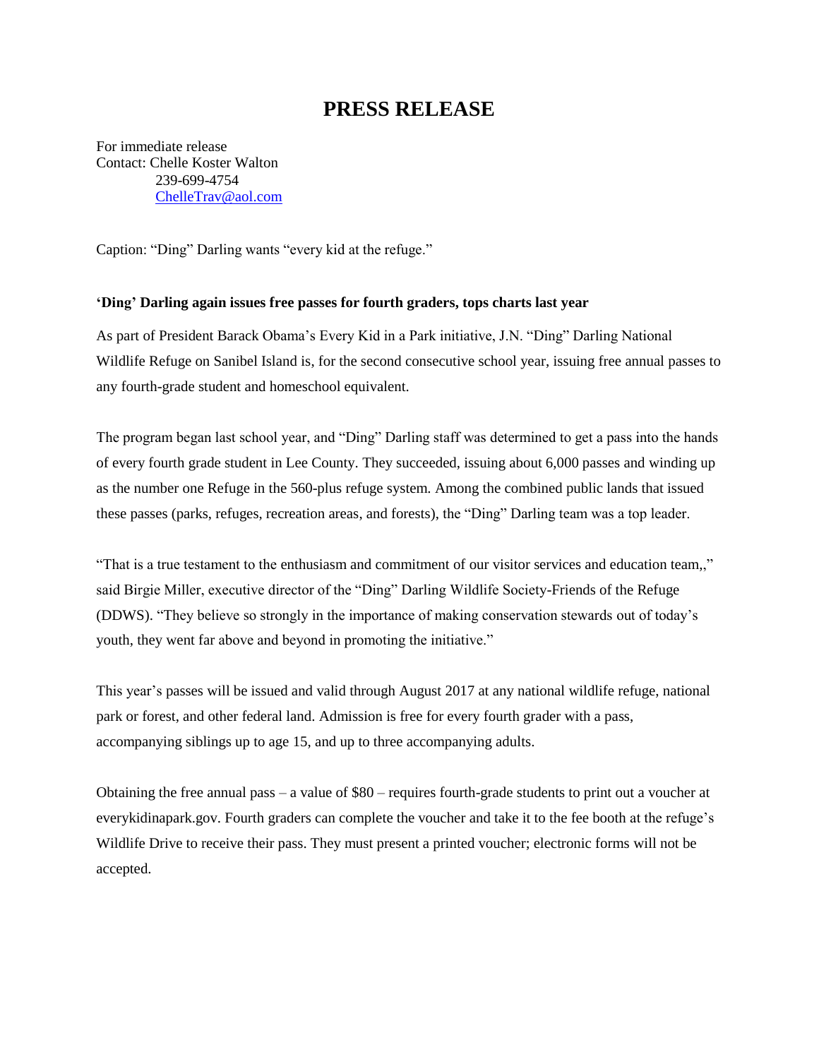# PRESS RELEASE

For immediate release
Contact: Chelle Koster Walton
239-699-4754
ChelleTrav@aol.com

Caption: "Ding" Darling wants "every kid at the refuge."

**'Ding' Darling again issues free passes for fourth graders, tops charts last year**

As part of President Barack Obama's Every Kid in a Park initiative, J.N. "Ding" Darling National Wildlife Refuge on Sanibel Island is, for the second consecutive school year, issuing free annual passes to any fourth-grade student and homeschool equivalent.

The program began last school year, and "Ding" Darling staff was determined to get a pass into the hands of every fourth grade student in Lee County. They succeeded, issuing about 6,000 passes and winding up as the number one Refuge in the 560-plus refuge system. Among the combined public lands that issued these passes (parks, refuges, recreation areas, and forests), the "Ding" Darling team was a top leader.

"That is a true testament to the enthusiasm and commitment of our visitor services and education team,," said Birgie Miller, executive director of the "Ding" Darling Wildlife Society-Friends of the Refuge (DDWS). "They believe so strongly in the importance of making conservation stewards out of today's youth, they went far above and beyond in promoting the initiative."

This year's passes will be issued and valid through August 2017 at any national wildlife refuge, national park or forest, and other federal land. Admission is free for every fourth grader with a pass, accompanying siblings up to age 15, and up to three accompanying adults.

Obtaining the free annual pass – a value of $80 – requires fourth-grade students to print out a voucher at everykidinapark.gov. Fourth graders can complete the voucher and take it to the fee booth at the refuge's Wildlife Drive to receive their pass. They must present a printed voucher; electronic forms will not be accepted.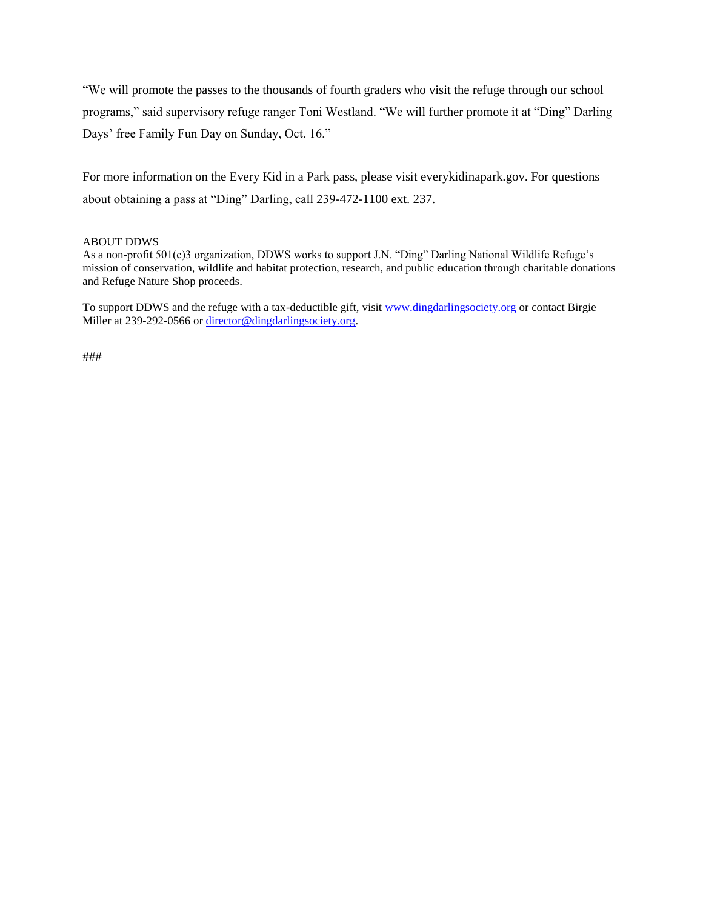"We will promote the passes to the thousands of fourth graders who visit the refuge through our school programs," said supervisory refuge ranger Toni Westland. "We will further promote it at "Ding" Darling Days' free Family Fun Day on Sunday, Oct. 16."

For more information on the Every Kid in a Park pass, please visit everykidinapark.gov. For questions about obtaining a pass at "Ding" Darling, call 239-472-1100 ext. 237.

ABOUT DDWS
As a non-profit 501(c)3 organization, DDWS works to support J.N. "Ding" Darling National Wildlife Refuge's mission of conservation, wildlife and habitat protection, research, and public education through charitable donations and Refuge Nature Shop proceeds.

To support DDWS and the refuge with a tax-deductible gift, visit www.dingdarlingsociety.org or contact Birgie Miller at 239-292-0566 or director@dingdarlingsociety.org.

###